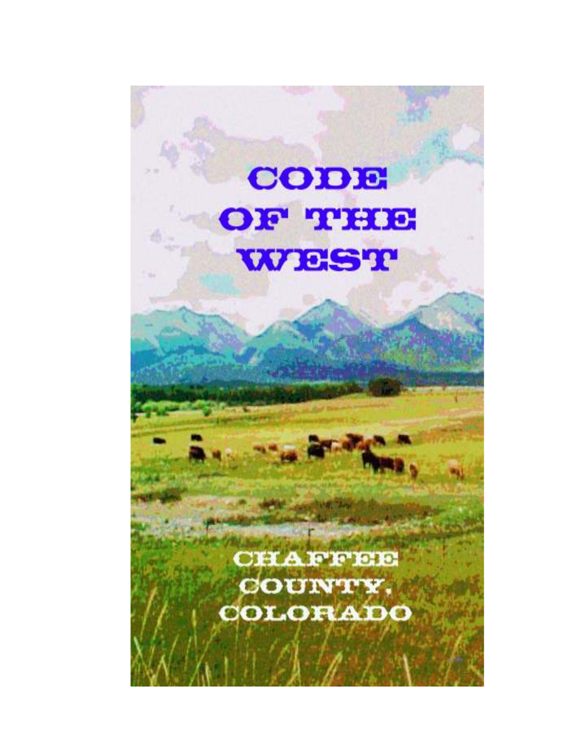# CODE OF THE WEST

## CHAFFEE COUNTY, COLORADO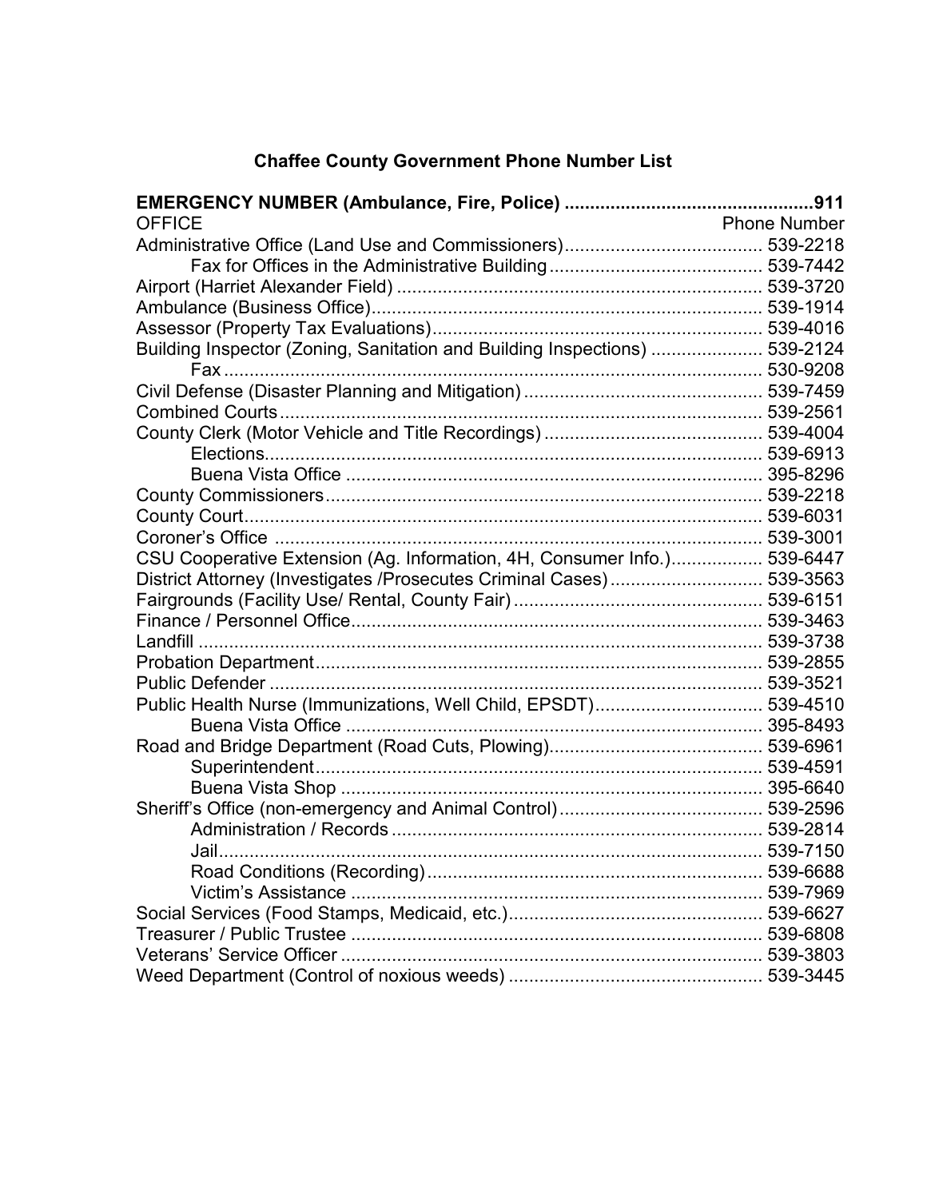## Chaffee County Government Phone Number List

**EMERGENCY NUMBER (Ambulance, Fire, Police) ................................................911**

| OFFICE | Phone Number |
|---|---|
| Administrative Office (Land Use and Commissioners) | 539-2218 |
| &nbsp;&nbsp;&nbsp;&nbsp;Fax for Offices in the Administrative Building | 539-7442 |
| Airport (Harriet Alexander Field) | 539-3720 |
| Ambulance (Business Office) | 539-1914 |
| Assessor (Property Tax Evaluations) | 539-4016 |
| Building Inspector (Zoning, Sanitation and Building Inspections) | 539-2124 |
| &nbsp;&nbsp;&nbsp;&nbsp;Fax | 530-9208 |
| Civil Defense (Disaster Planning and Mitigation) | 539-7459 |
| Combined Courts | 539-2561 |
| County Clerk (Motor Vehicle and Title Recordings) | 539-4004 |
| &nbsp;&nbsp;&nbsp;&nbsp;Elections | 539-6913 |
| &nbsp;&nbsp;&nbsp;&nbsp;Buena Vista Office | 395-8296 |
| County Commissioners | 539-2218 |
| County Court | 539-6031 |
| Coroner's Office | 539-3001 |
| CSU Cooperative Extension (Ag. Information, 4H, Consumer Info.) | 539-6447 |
| District Attorney (Investigates /Prosecutes Criminal Cases) | 539-3563 |
| Fairgrounds (Facility Use/ Rental, County Fair) | 539-6151 |
| Finance / Personnel Office | 539-3463 |
| Landfill | 539-3738 |
| Probation Department | 539-2855 |
| Public Defender | 539-3521 |
| Public Health Nurse (Immunizations, Well Child, EPSDT) | 539-4510 |
| &nbsp;&nbsp;&nbsp;&nbsp;Buena Vista Office | 395-8493 |
| Road and Bridge Department (Road Cuts, Plowing) | 539-6961 |
| &nbsp;&nbsp;&nbsp;&nbsp;Superintendent | 539-4591 |
| &nbsp;&nbsp;&nbsp;&nbsp;Buena Vista Shop | 395-6640 |
| Sheriff's Office (non-emergency and Animal Control) | 539-2596 |
| &nbsp;&nbsp;&nbsp;&nbsp;Administration / Records | 539-2814 |
| &nbsp;&nbsp;&nbsp;&nbsp;Jail | 539-7150 |
| &nbsp;&nbsp;&nbsp;&nbsp;Road Conditions (Recording) | 539-6688 |
| &nbsp;&nbsp;&nbsp;&nbsp;Victim's Assistance | 539-7969 |
| Social Services (Food Stamps, Medicaid, etc.) | 539-6627 |
| Treasurer / Public Trustee | 539-6808 |
| Veterans' Service Officer | 539-3803 |
| Weed Department (Control of noxious weeds) | 539-3445 |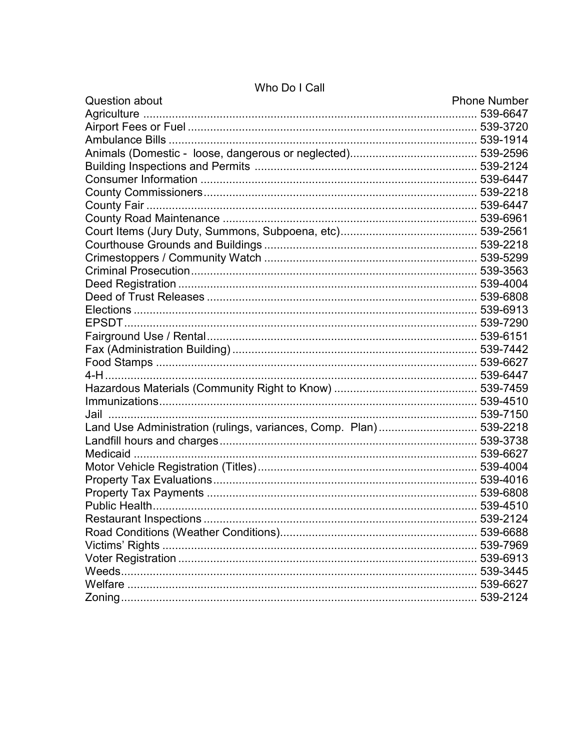# Who Do I Call

| Question about | Phone Number |
|---|---|
| Agriculture | 539-6647 |
| Airport Fees or Fuel | 539-3720 |
| Ambulance Bills | 539-1914 |
| Animals (Domestic - loose, dangerous or neglected) | 539-2596 |
| Building Inspections and Permits | 539-2124 |
| Consumer Information | 539-6447 |
| County Commissioners | 539-2218 |
| County Fair | 539-6447 |
| County Road Maintenance | 539-6961 |
| Court Items (Jury Duty, Summons, Subpoena, etc) | 539-2561 |
| Courthouse Grounds and Buildings | 539-2218 |
| Crimestoppers / Community Watch | 539-5299 |
| Criminal Prosecution | 539-3563 |
| Deed Registration | 539-4004 |
| Deed of Trust Releases | 539-6808 |
| Elections | 539-6913 |
| EPSDT | 539-7290 |
| Fairground Use / Rental | 539-6151 |
| Fax (Administration Building) | 539-7442 |
| Food Stamps | 539-6627 |
| 4-H | 539-6447 |
| Hazardous Materials (Community Right to Know) | 539-7459 |
| Immunizations | 539-4510 |
| Jail | 539-7150 |
| Land Use Administration (rulings, variances, Comp. Plan) | 539-2218 |
| Landfill hours and charges | 539-3738 |
| Medicaid | 539-6627 |
| Motor Vehicle Registration (Titles) | 539-4004 |
| Property Tax Evaluations | 539-4016 |
| Property Tax Payments | 539-6808 |
| Public Health | 539-4510 |
| Restaurant Inspections | 539-2124 |
| Road Conditions (Weather Conditions) | 539-6688 |
| Victims' Rights | 539-7969 |
| Voter Registration | 539-6913 |
| Weeds | 539-3445 |
| Welfare | 539-6627 |
| Zoning | 539-2124 |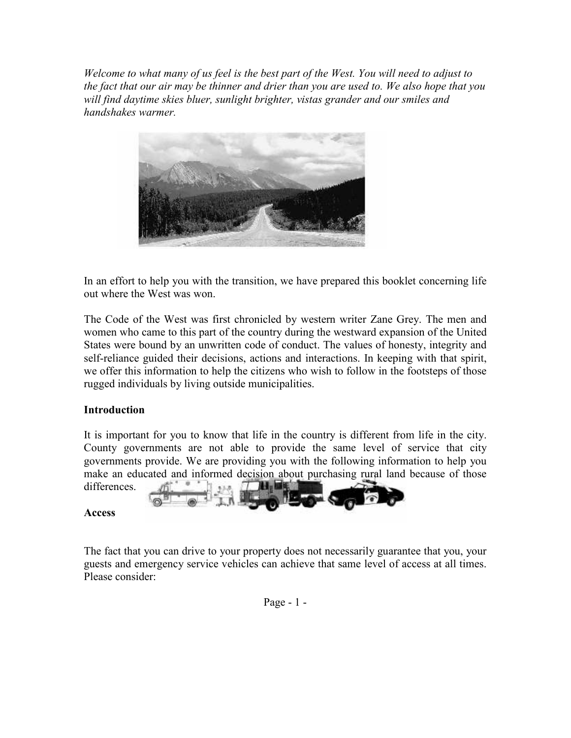*Welcome to what many of us feel is the best part of the West. You will need to adjust to the fact that our air may be thinner and drier than you are used to. We also hope that you will find daytime skies bluer, sunlight brighter, vistas grander and our smiles and handshakes warmer.*

In an effort to help you with the transition, we have prepared this booklet concerning life out where the West was won.

The Code of the West was first chronicled by western writer Zane Grey. The men and women who came to this part of the country during the westward expansion of the United States were bound by an unwritten code of conduct. The values of honesty, integrity and self-reliance guided their decisions, actions and interactions. In keeping with that spirit, we offer this information to help the citizens who wish to follow in the footsteps of those rugged individuals by living outside municipalities.

**Introduction**

It is important for you to know that life in the country is different from life in the city. County governments are not able to provide the same level of service that city governments provide. We are providing you with the following information to help you make an educated and informed decision about purchasing rural land because of those differences.

**Access**

The fact that you can drive to your property does not necessarily guarantee that you, your guests and emergency service vehicles can achieve that same level of access at all times. Please consider: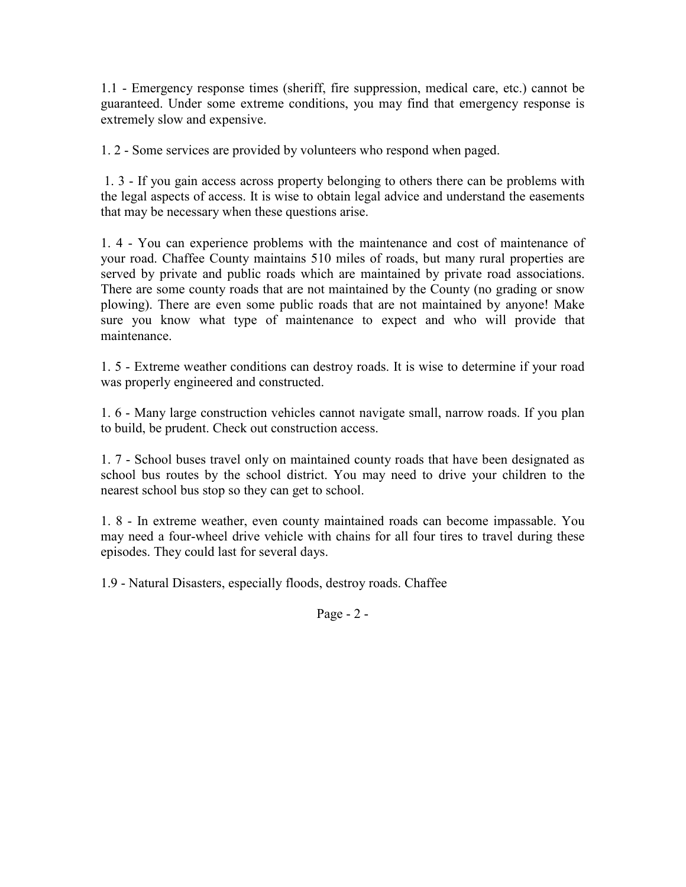1.1 - Emergency response times (sheriff, fire suppression, medical care, etc.) cannot be guaranteed. Under some extreme conditions, you may find that emergency response is extremely slow and expensive.

1. 2 - Some services are provided by volunteers who respond when paged.

1. 3 - If you gain access across property belonging to others there can be problems with the legal aspects of access. It is wise to obtain legal advice and understand the easements that may be necessary when these questions arise.

1. 4 - You can experience problems with the maintenance and cost of maintenance of your road. Chaffee County maintains 510 miles of roads, but many rural properties are served by private and public roads which are maintained by private road associations. There are some county roads that are not maintained by the County (no grading or snow plowing). There are even some public roads that are not maintained by anyone! Make sure you know what type of maintenance to expect and who will provide that maintenance.

1. 5 - Extreme weather conditions can destroy roads. It is wise to determine if your road was properly engineered and constructed.

1. 6 - Many large construction vehicles cannot navigate small, narrow roads. If you plan to build, be prudent. Check out construction access.

1. 7 - School buses travel only on maintained county roads that have been designated as school bus routes by the school district. You may need to drive your children to the nearest school bus stop so they can get to school.

1. 8 - In extreme weather, even county maintained roads can become impassable. You may need a four-wheel drive vehicle with chains for all four tires to travel during these episodes. They could last for several days.

1.9 - Natural Disasters, especially floods, destroy roads. Chaffee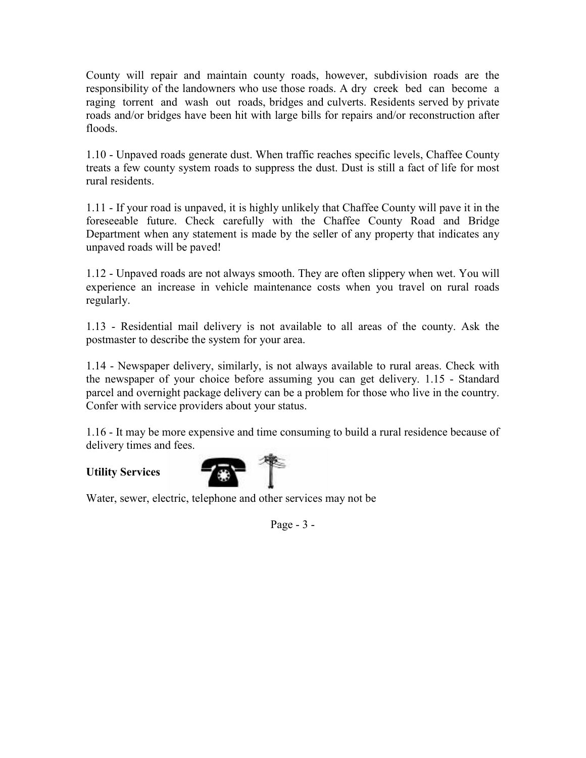County will repair and maintain county roads, however, subdivision roads are the responsibility of the landowners who use those roads. A dry creek bed can become a raging torrent and wash out roads, bridges and culverts. Residents served by private roads and/or bridges have been hit with large bills for repairs and/or reconstruction after floods.

1.10 - Unpaved roads generate dust. When traffic reaches specific levels, Chaffee County treats a few county system roads to suppress the dust. Dust is still a fact of life for most rural residents.

1.11 - If your road is unpaved, it is highly unlikely that Chaffee County will pave it in the foreseeable future. Check carefully with the Chaffee County Road and Bridge Department when any statement is made by the seller of any property that indicates any unpaved roads will be paved!

1.12 - Unpaved roads are not always smooth. They are often slippery when wet. You will experience an increase in vehicle maintenance costs when you travel on rural roads regularly.

1.13 - Residential mail delivery is not available to all areas of the county. Ask the postmaster to describe the system for your area.

1.14 - Newspaper delivery, similarly, is not always available to rural areas. Check with the newspaper of your choice before assuming you can get delivery. 1.15 - Standard parcel and overnight package delivery can be a problem for those who live in the country. Confer with service providers about your status.

1.16 - It may be more expensive and time consuming to build a rural residence because of delivery times and fees.

**Utility Services**

Water, sewer, electric, telephone and other services may not be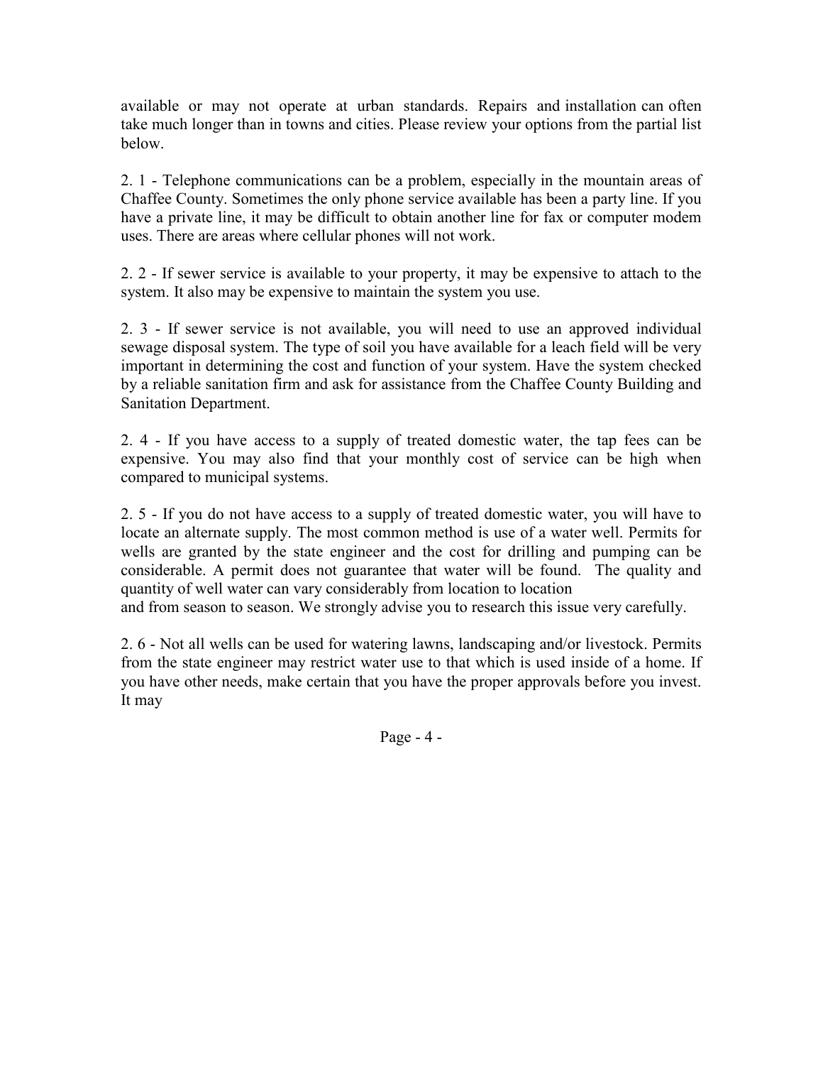available or may not operate at urban standards. Repairs and installation can often take much longer than in towns and cities. Please review your options from the partial list below.

2. 1 - Telephone communications can be a problem, especially in the mountain areas of Chaffee County. Sometimes the only phone service available has been a party line. If you have a private line, it may be difficult to obtain another line for fax or computer modem uses. There are areas where cellular phones will not work.

2. 2 - If sewer service is available to your property, it may be expensive to attach to the system. It also may be expensive to maintain the system you use.

2. 3 - If sewer service is not available, you will need to use an approved individual sewage disposal system. The type of soil you have available for a leach field will be very important in determining the cost and function of your system. Have the system checked by a reliable sanitation firm and ask for assistance from the Chaffee County Building and Sanitation Department.

2. 4 - If you have access to a supply of treated domestic water, the tap fees can be expensive. You may also find that your monthly cost of service can be high when compared to municipal systems.

2. 5 - If you do not have access to a supply of treated domestic water, you will have to locate an alternate supply. The most common method is use of a water well. Permits for wells are granted by the state engineer and the cost for drilling and pumping can be considerable. A permit does not guarantee that water will be found. The quality and quantity of well water can vary considerably from location to location and from season to season. We strongly advise you to research this issue very carefully.

2. 6 - Not all wells can be used for watering lawns, landscaping and/or livestock. Permits from the state engineer may restrict water use to that which is used inside of a home. If you have other needs, make certain that you have the proper approvals before you invest. It may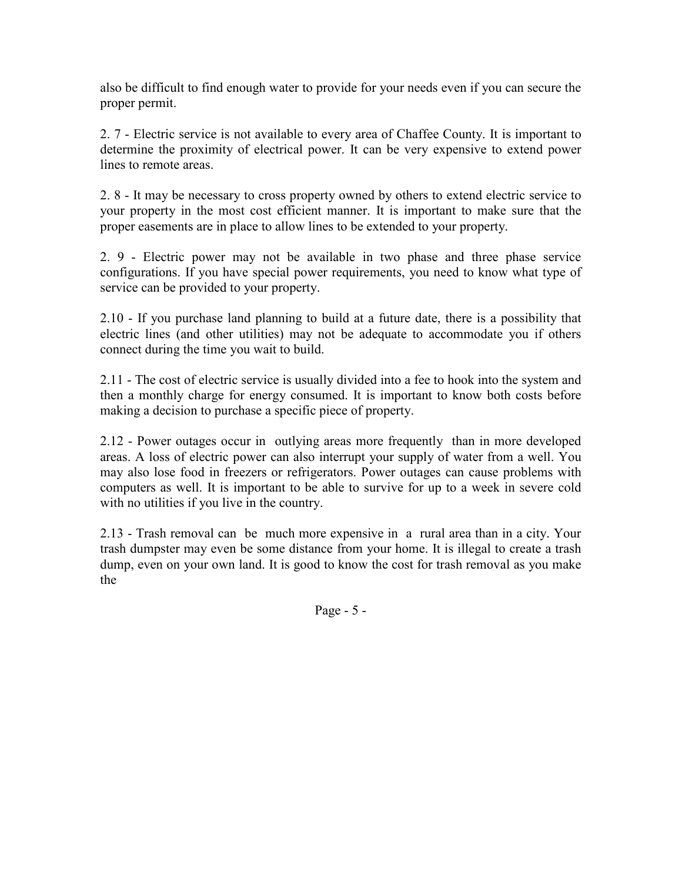also be difficult to find enough water to provide for your needs even if you can secure the proper permit.

2. 7 - Electric service is not available to every area of Chaffee County. It is important to determine the proximity of electrical power. It can be very expensive to extend power lines to remote areas.

2. 8 - It may be necessary to cross property owned by others to extend electric service to your property in the most cost efficient manner. It is important to make sure that the proper easements are in place to allow lines to be extended to your property.

2. 9 - Electric power may not be available in two phase and three phase service configurations. If you have special power requirements, you need to know what type of service can be provided to your property.

2.10 - If you purchase land planning to build at a future date, there is a possibility that electric lines (and other utilities) may not be adequate to accommodate you if others connect during the time you wait to build.

2.11 - The cost of electric service is usually divided into a fee to hook into the system and then a monthly charge for energy consumed. It is important to know both costs before making a decision to purchase a specific piece of property.

2.12 - Power outages occur in outlying areas more frequently than in more developed areas. A loss of electric power can also interrupt your supply of water from a well. You may also lose food in freezers or refrigerators. Power outages can cause problems with computers as well. It is important to be able to survive for up to a week in severe cold with no utilities if you live in the country.

2.13 - Trash removal can be much more expensive in a rural area than in a city. Your trash dumpster may even be some distance from your home. It is illegal to create a trash dump, even on your own land. It is good to know the cost for trash removal as you make the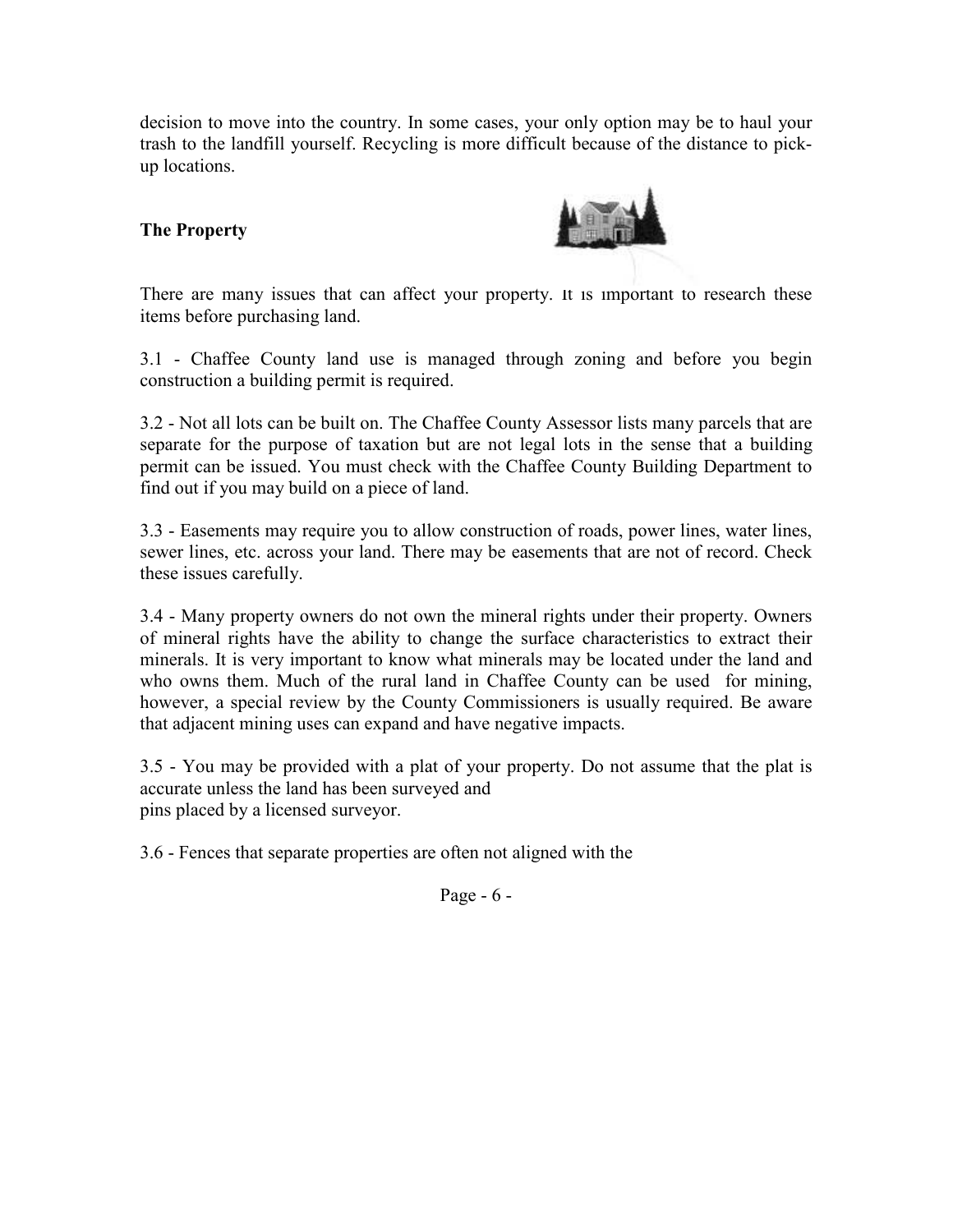decision to move into the country. In some cases, your only option may be to haul your trash to the landfill yourself. Recycling is more difficult because of the distance to pick-up locations.

## The Property

There are many issues that can affect your property. It is important to research these items before purchasing land.

3.1 - Chaffee County land use is managed through zoning and before you begin construction a building permit is required.

3.2 - Not all lots can be built on. The Chaffee County Assessor lists many parcels that are separate for the purpose of taxation but are not legal lots in the sense that a building permit can be issued. You must check with the Chaffee County Building Department to find out if you may build on a piece of land.

3.3 - Easements may require you to allow construction of roads, power lines, water lines, sewer lines, etc. across your land. There may be easements that are not of record. Check these issues carefully.

3.4 - Many property owners do not own the mineral rights under their property. Owners of mineral rights have the ability to change the surface characteristics to extract their minerals. It is very important to know what minerals may be located under the land and who owns them. Much of the rural land in Chaffee County can be used for mining, however, a special review by the County Commissioners is usually required. Be aware that adjacent mining uses can expand and have negative impacts.

3.5 - You may be provided with a plat of your property. Do not assume that the plat is accurate unless the land has been surveyed and pins placed by a licensed surveyor.

3.6 - Fences that separate properties are often not aligned with the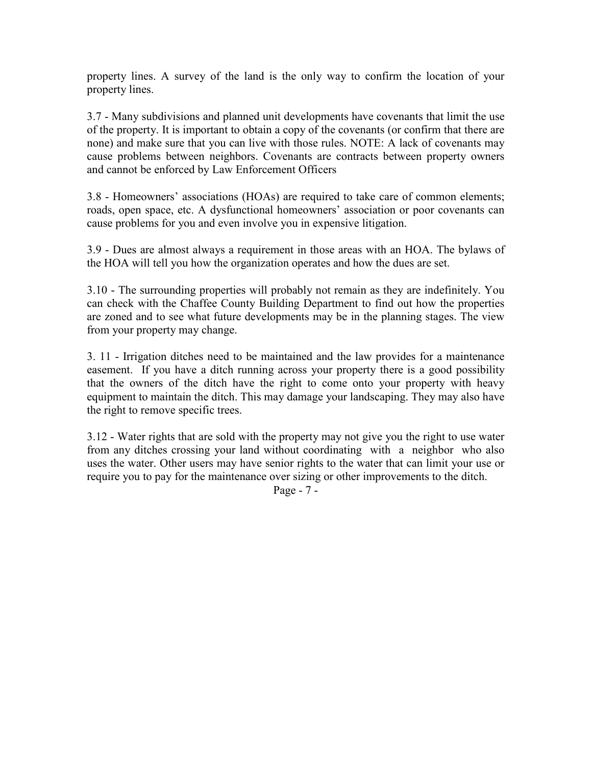property lines. A survey of the land is the only way to confirm the location of your property lines.

3.7 - Many subdivisions and planned unit developments have covenants that limit the use of the property. It is important to obtain a copy of the covenants (or confirm that there are none) and make sure that you can live with those rules. NOTE: A lack of covenants may cause problems between neighbors. Covenants are contracts between property owners and cannot be enforced by Law Enforcement Officers

3.8 - Homeowners' associations (HOAs) are required to take care of common elements; roads, open space, etc. A dysfunctional homeowners' association or poor covenants can cause problems for you and even involve you in expensive litigation.

3.9 - Dues are almost always a requirement in those areas with an HOA. The bylaws of the HOA will tell you how the organization operates and how the dues are set.

3.10 - The surrounding properties will probably not remain as they are indefinitely. You can check with the Chaffee County Building Department to find out how the properties are zoned and to see what future developments may be in the planning stages. The view from your property may change.

3. 11 - Irrigation ditches need to be maintained and the law provides for a maintenance easement. If you have a ditch running across your property there is a good possibility that the owners of the ditch have the right to come onto your property with heavy equipment to maintain the ditch. This may damage your landscaping. They may also have the right to remove specific trees.

3.12 - Water rights that are sold with the property may not give you the right to use water from any ditches crossing your land without coordinating with a neighbor who also uses the water. Other users may have senior rights to the water that can limit your use or require you to pay for the maintenance over sizing or other improvements to the ditch.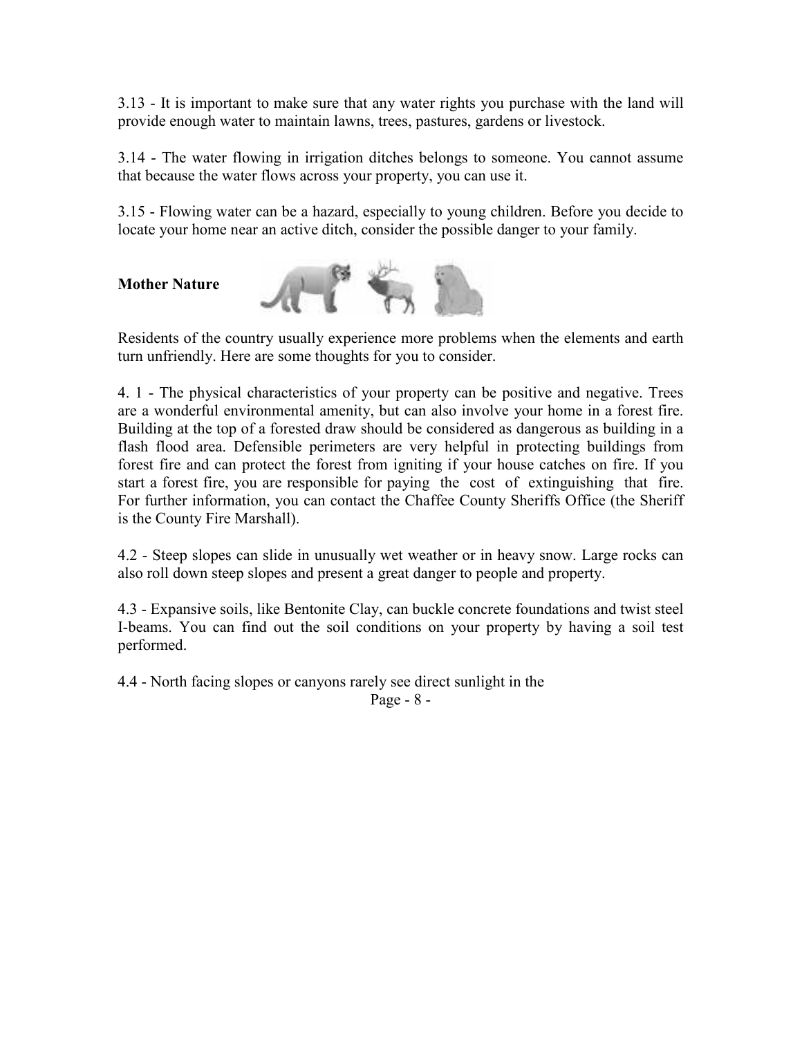3.13 - It is important to make sure that any water rights you purchase with the land will provide enough water to maintain lawns, trees, pastures, gardens or livestock.

3.14 - The water flowing in irrigation ditches belongs to someone. You cannot assume that because the water flows across your property, you can use it.

3.15 - Flowing water can be a hazard, especially to young children. Before you decide to locate your home near an active ditch, consider the possible danger to your family.

**Mother Nature**

Residents of the country usually experience more problems when the elements and earth turn unfriendly. Here are some thoughts for you to consider.

4. 1 - The physical characteristics of your property can be positive and negative. Trees are a wonderful environmental amenity, but can also involve your home in a forest fire. Building at the top of a forested draw should be considered as dangerous as building in a flash flood area. Defensible perimeters are very helpful in protecting buildings from forest fire and can protect the forest from igniting if your house catches on fire. If you start a forest fire, you are responsible for paying the cost of extinguishing that fire. For further information, you can contact the Chaffee County Sheriffs Office (the Sheriff is the County Fire Marshall).

4.2 - Steep slopes can slide in unusually wet weather or in heavy snow. Large rocks can also roll down steep slopes and present a great danger to people and property.

4.3 - Expansive soils, like Bentonite Clay, can buckle concrete foundations and twist steel I-beams. You can find out the soil conditions on your property by having a soil test performed.

4.4 - North facing slopes or canyons rarely see direct sunlight in the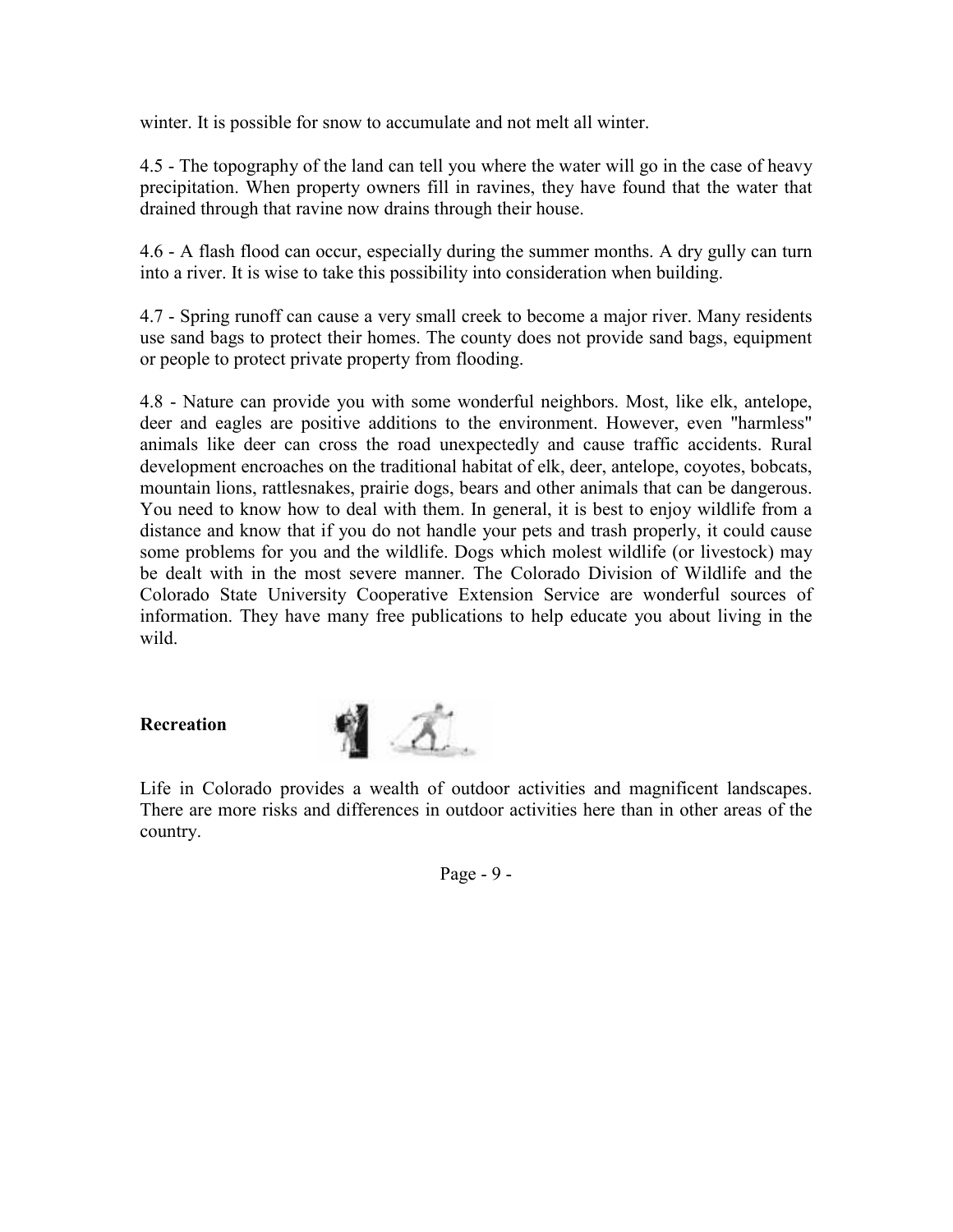winter. It is possible for snow to accumulate and not melt all winter.

4.5 - The topography of the land can tell you where the water will go in the case of heavy precipitation. When property owners fill in ravines, they have found that the water that drained through that ravine now drains through their house.

4.6 - A flash flood can occur, especially during the summer months. A dry gully can turn into a river. It is wise to take this possibility into consideration when building.

4.7 - Spring runoff can cause a very small creek to become a major river. Many residents use sand bags to protect their homes. The county does not provide sand bags, equipment or people to protect private property from flooding.

4.8 - Nature can provide you with some wonderful neighbors. Most, like elk, antelope, deer and eagles are positive additions to the environment. However, even "harmless" animals like deer can cross the road unexpectedly and cause traffic accidents. Rural development encroaches on the traditional habitat of elk, deer, antelope, coyotes, bobcats, mountain lions, rattlesnakes, prairie dogs, bears and other animals that can be dangerous. You need to know how to deal with them. In general, it is best to enjoy wildlife from a distance and know that if you do not handle your pets and trash properly, it could cause some problems for you and the wildlife. Dogs which molest wildlife (or livestock) may be dealt with in the most severe manner. The Colorado Division of Wildlife and the Colorado State University Cooperative Extension Service are wonderful sources of information. They have many free publications to help educate you about living in the wild.

**Recreation**

Life in Colorado provides a wealth of outdoor activities and magnificent landscapes. There are more risks and differences in outdoor activities here than in other areas of the country.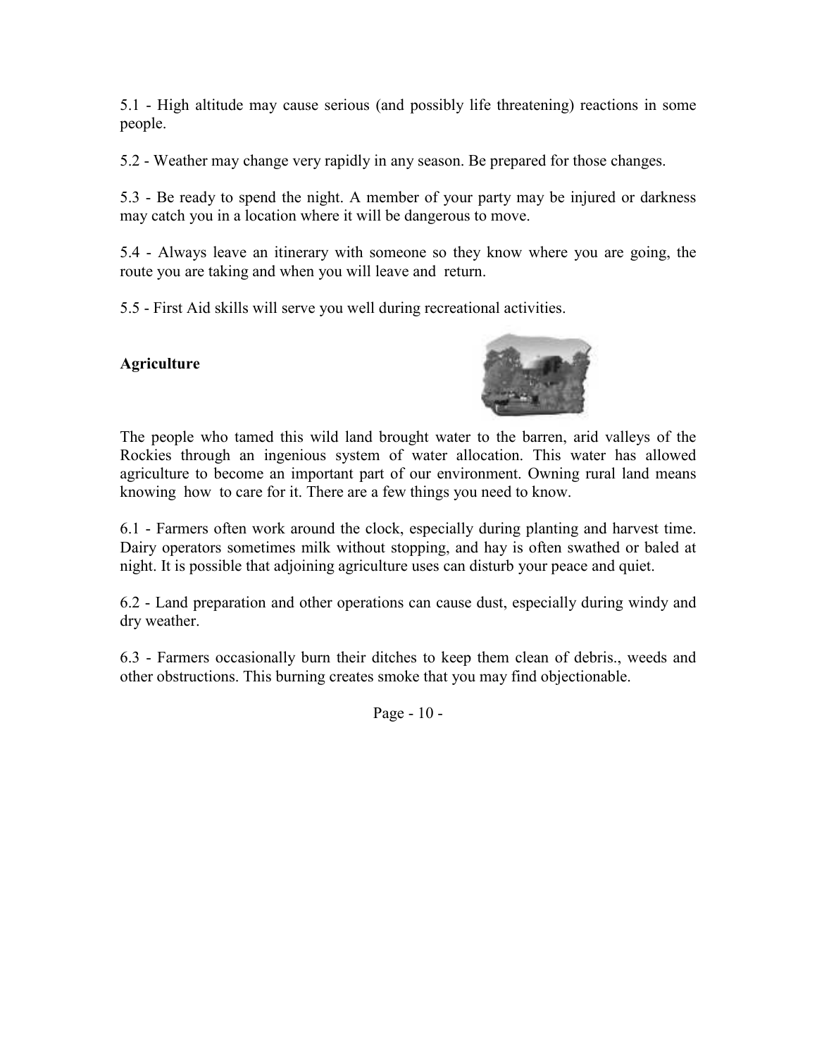5.1 - High altitude may cause serious (and possibly life threatening) reactions in some people.

5.2 - Weather may change very rapidly in any season. Be prepared for those changes.

5.3 - Be ready to spend the night. A member of your party may be injured or darkness may catch you in a location where it will be dangerous to move.

5.4 - Always leave an itinerary with someone so they know where you are going, the route you are taking and when you will leave and return.

5.5 - First Aid skills will serve you well during recreational activities.

**Agriculture**

The people who tamed this wild land brought water to the barren, arid valleys of the Rockies through an ingenious system of water allocation. This water has allowed agriculture to become an important part of our environment. Owning rural land means knowing how to care for it. There are a few things you need to know.

6.1 - Farmers often work around the clock, especially during planting and harvest time. Dairy operators sometimes milk without stopping, and hay is often swathed or baled at night. It is possible that adjoining agriculture uses can disturb your peace and quiet.

6.2 - Land preparation and other operations can cause dust, especially during windy and dry weather.

6.3 - Farmers occasionally burn their ditches to keep them clean of debris., weeds and other obstructions. This burning creates smoke that you may find objectionable.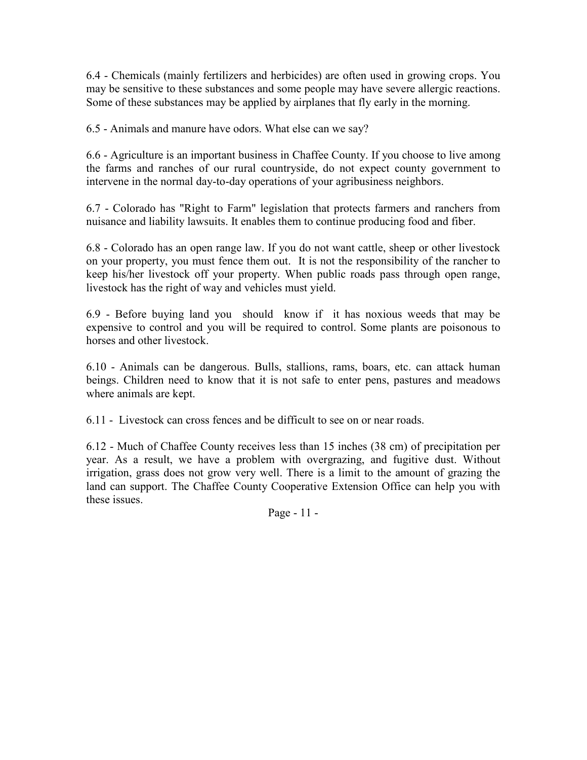6.4 - Chemicals (mainly fertilizers and herbicides) are often used in growing crops. You may be sensitive to these substances and some people may have severe allergic reactions. Some of these substances may be applied by airplanes that fly early in the morning.

6.5 - Animals and manure have odors. What else can we say?

6.6 - Agriculture is an important business in Chaffee County. If you choose to live among the farms and ranches of our rural countryside, do not expect county government to intervene in the normal day-to-day operations of your agribusiness neighbors.

6.7 - Colorado has "Right to Farm" legislation that protects farmers and ranchers from nuisance and liability lawsuits. It enables them to continue producing food and fiber.

6.8 - Colorado has an open range law. If you do not want cattle, sheep or other livestock on your property, you must fence them out. It is not the responsibility of the rancher to keep his/her livestock off your property. When public roads pass through open range, livestock has the right of way and vehicles must yield.

6.9 - Before buying land you should know if it has noxious weeds that may be expensive to control and you will be required to control. Some plants are poisonous to horses and other livestock.

6.10 - Animals can be dangerous. Bulls, stallions, rams, boars, etc. can attack human beings. Children need to know that it is not safe to enter pens, pastures and meadows where animals are kept.

6.11 - Livestock can cross fences and be difficult to see on or near roads.

6.12 - Much of Chaffee County receives less than 15 inches (38 cm) of precipitation per year. As a result, we have a problem with overgrazing, and fugitive dust. Without irrigation, grass does not grow very well. There is a limit to the amount of grazing the land can support. The Chaffee County Cooperative Extension Office can help you with these issues.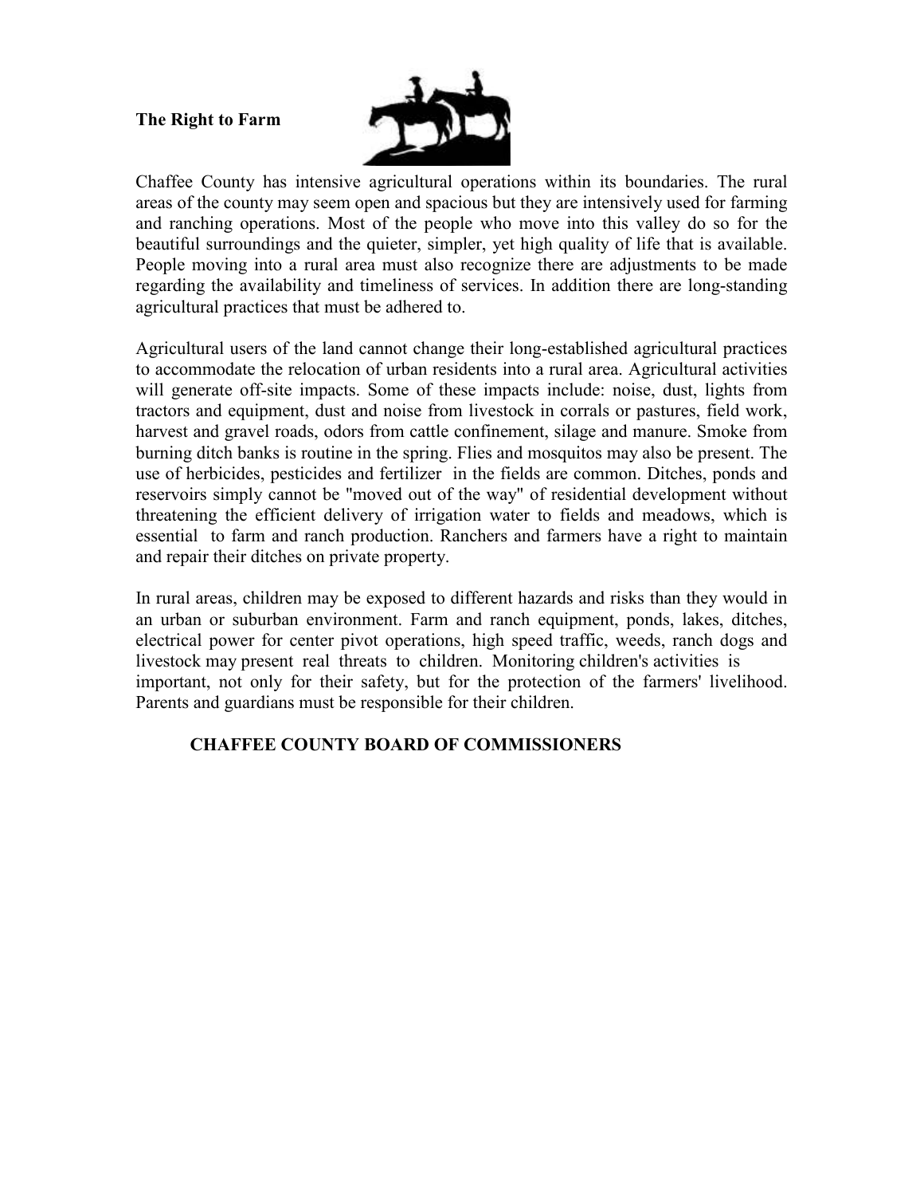**The Right to Farm**

Chaffee County has intensive agricultural operations within its boundaries. The rural areas of the county may seem open and spacious but they are intensively used for farming and ranching operations. Most of the people who move into this valley do so for the beautiful surroundings and the quieter, simpler, yet high quality of life that is available. People moving into a rural area must also recognize there are adjustments to be made regarding the availability and timeliness of services. In addition there are long-standing agricultural practices that must be adhered to.

Agricultural users of the land cannot change their long-established agricultural practices to accommodate the relocation of urban residents into a rural area. Agricultural activities will generate off-site impacts. Some of these impacts include: noise, dust, lights from tractors and equipment, dust and noise from livestock in corrals or pastures, field work, harvest and gravel roads, odors from cattle confinement, silage and manure. Smoke from burning ditch banks is routine in the spring. Flies and mosquitos may also be present. The use of herbicides, pesticides and fertilizer in the fields are common. Ditches, ponds and reservoirs simply cannot be "moved out of the way" of residential development without threatening the efficient delivery of irrigation water to fields and meadows, which is essential to farm and ranch production. Ranchers and farmers have a right to maintain and repair their ditches on private property.

In rural areas, children may be exposed to different hazards and risks than they would in an urban or suburban environment. Farm and ranch equipment, ponds, lakes, ditches, electrical power for center pivot operations, high speed traffic, weeds, ranch dogs and livestock may present real threats to children. Monitoring children's activities is important, not only for their safety, but for the protection of the farmers' livelihood. Parents and guardians must be responsible for their children.

**CHAFFEE COUNTY BOARD OF COMMISSIONERS**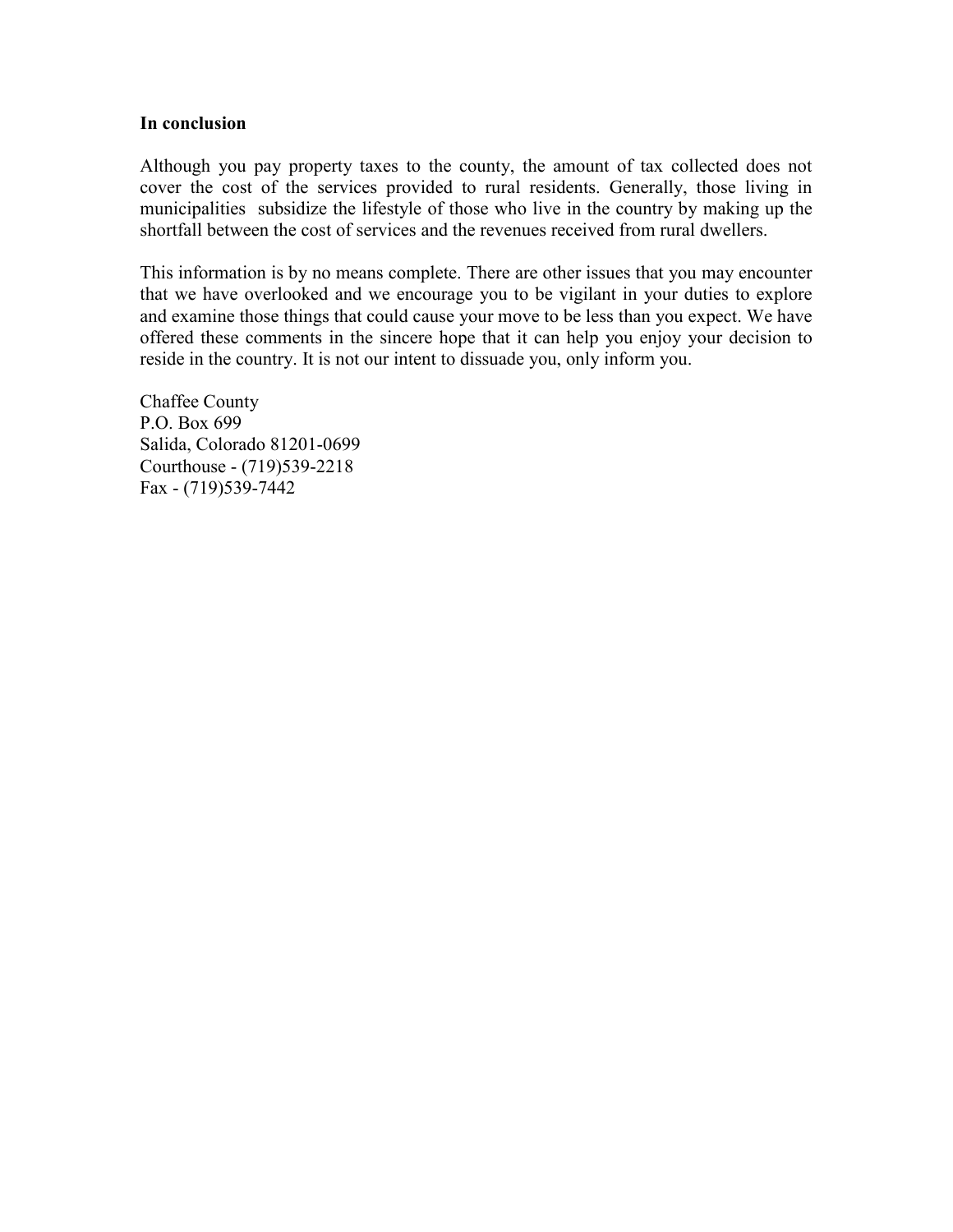**In conclusion**

Although you pay property taxes to the county, the amount of tax collected does not cover the cost of the services provided to rural residents. Generally, those living in municipalities subsidize the lifestyle of those who live in the country by making up the shortfall between the cost of services and the revenues received from rural dwellers.

This information is by no means complete. There are other issues that you may encounter that we have overlooked and we encourage you to be vigilant in your duties to explore and examine those things that could cause your move to be less than you expect. We have offered these comments in the sincere hope that it can help you enjoy your decision to reside in the country. It is not our intent to dissuade you, only inform you.

Chaffee County
P.O. Box 699
Salida, Colorado 81201-0699
Courthouse - (719)539-2218
Fax - (719)539-7442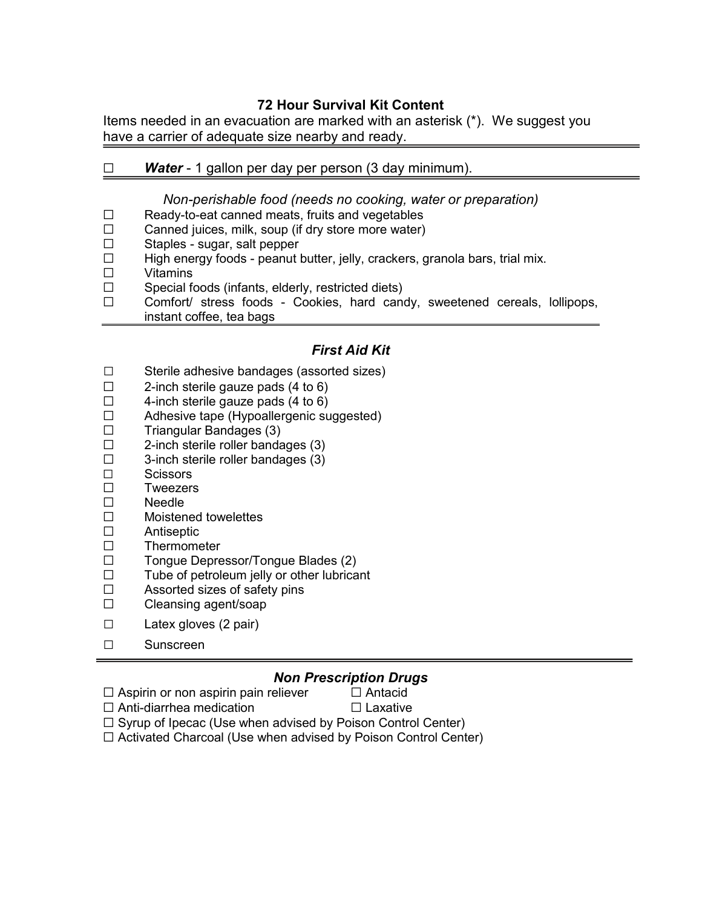### 72 Hour Survival Kit Content

Items needed in an evacuation are marked with an asterisk (*). We suggest you have a carrier of adequate size nearby and ready.

☐ ***Water*** - 1 gallon per day per person (3 day minimum).

*Non-perishable food (needs no cooking, water or preparation)*

☐ Ready-to-eat canned meats, fruits and vegetables
☐ Canned juices, milk, soup (if dry store more water)
☐ Staples - sugar, salt pepper
☐ High energy foods - peanut butter, jelly, crackers, granola bars, trial mix.
☐ Vitamins
☐ Special foods (infants, elderly, restricted diets)
☐ Comfort/ stress foods - Cookies, hard candy, sweetened cereals, lollipops, instant coffee, tea bags

### *First Aid Kit*

☐ Sterile adhesive bandages (assorted sizes)
☐ 2-inch sterile gauze pads (4 to 6)
☐ 4-inch sterile gauze pads (4 to 6)
☐ Adhesive tape (Hypoallergenic suggested)
☐ Triangular Bandages (3)
☐ 2-inch sterile roller bandages (3)
☐ 3-inch sterile roller bandages (3)
☐ Scissors
☐ Tweezers
☐ Needle
☐ Moistened towelettes
☐ Antiseptic
☐ Thermometer
☐ Tongue Depressor/Tongue Blades (2)
☐ Tube of petroleum jelly or other lubricant
☐ Assorted sizes of safety pins
☐ Cleansing agent/soap
☐ Latex gloves (2 pair)
☐ Sunscreen

### *Non Prescription Drugs*

☐ Aspirin or non aspirin pain reliever
☐ Antacid
☐ Anti-diarrhea medication
☐ Laxative
☐ Syrup of Ipecac (Use when advised by Poison Control Center)
☐ Activated Charcoal (Use when advised by Poison Control Center)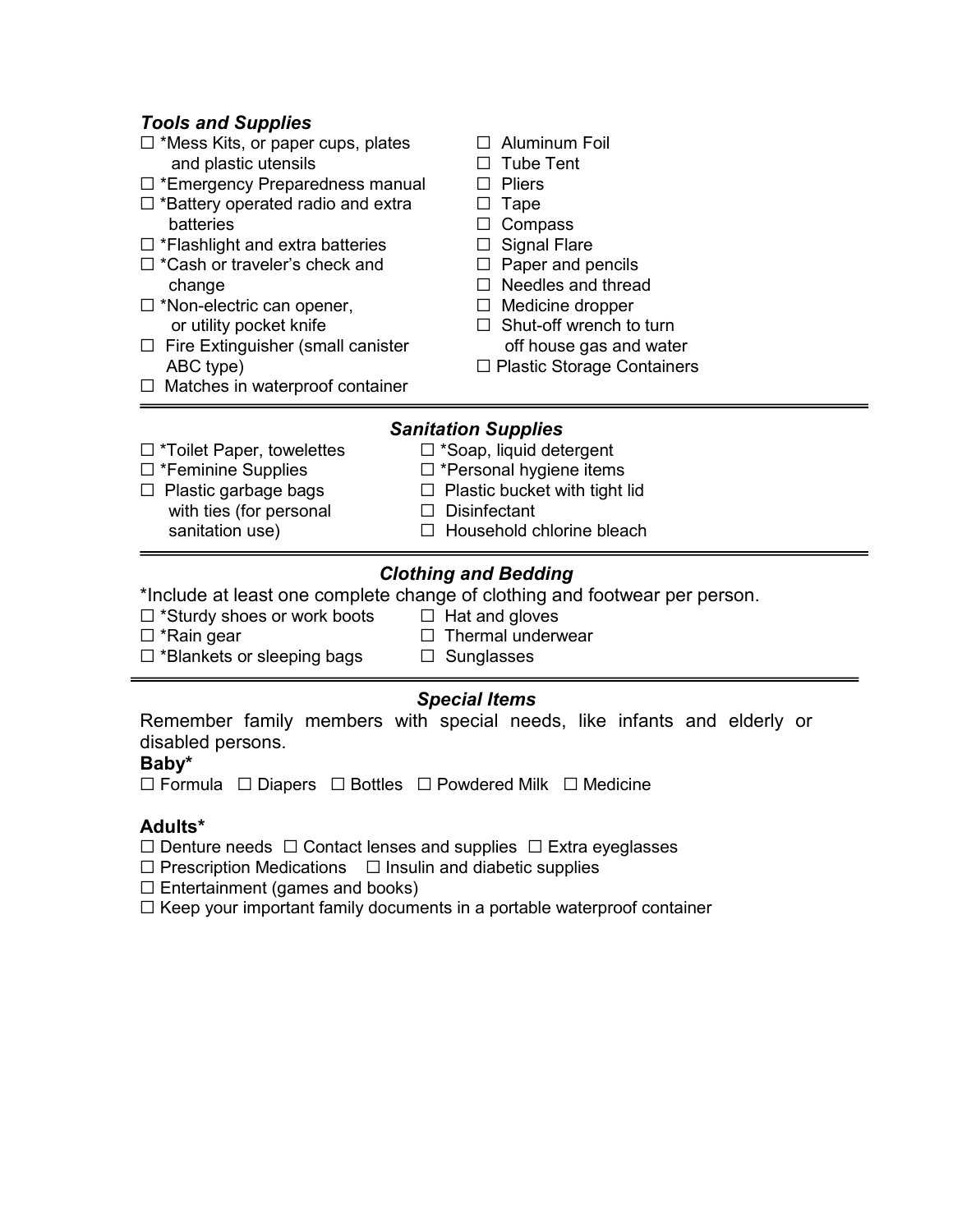### *Tools and Supplies*

- ☐ *Mess Kits, or paper cups, plates and plastic utensils
- ☐ *Emergency Preparedness manual
- ☐ *Battery operated radio and extra batteries
- ☐ *Flashlight and extra batteries
- ☐ *Cash or traveler's check and change
- ☐ *Non-electric can opener, or utility pocket knife
- ☐ Fire Extinguisher (small canister ABC type)
- ☐ Matches in waterproof container
- ☐ Aluminum Foil
- ☐ Tube Tent
- ☐ Pliers
- ☐ Tape
- ☐ Compass
- ☐ Signal Flare
- ☐ Paper and pencils
- ☐ Needles and thread
- ☐ Medicine dropper
- ☐ Shut-off wrench to turn off house gas and water
- ☐ Plastic Storage Containers

---

### *Sanitation Supplies*

- ☐ *Toilet Paper, towelettes
- ☐ *Feminine Supplies
- ☐ Plastic garbage bags with ties (for personal sanitation use)
- ☐ *Soap, liquid detergent
- ☐ *Personal hygiene items
- ☐ Plastic bucket with tight lid
- ☐ Disinfectant
- ☐ Household chlorine bleach

---

### *Clothing and Bedding*

*Include at least one complete change of clothing and footwear per person.

- ☐ *Sturdy shoes or work boots
- ☐ *Rain gear
- ☐ *Blankets or sleeping bags
- ☐ Hat and gloves
- ☐ Thermal underwear
- ☐ Sunglasses

---

### *Special Items*

Remember family members with special needs, like infants and elderly or disabled persons.

**Baby***

☐ Formula ☐ Diapers ☐ Bottles ☐ Powdered Milk ☐ Medicine

**Adults***

☐ Denture needs ☐ Contact lenses and supplies ☐ Extra eyeglasses

☐ Prescription Medications ☐ Insulin and diabetic supplies

☐ Entertainment (games and books)

☐ Keep your important family documents in a portable waterproof container